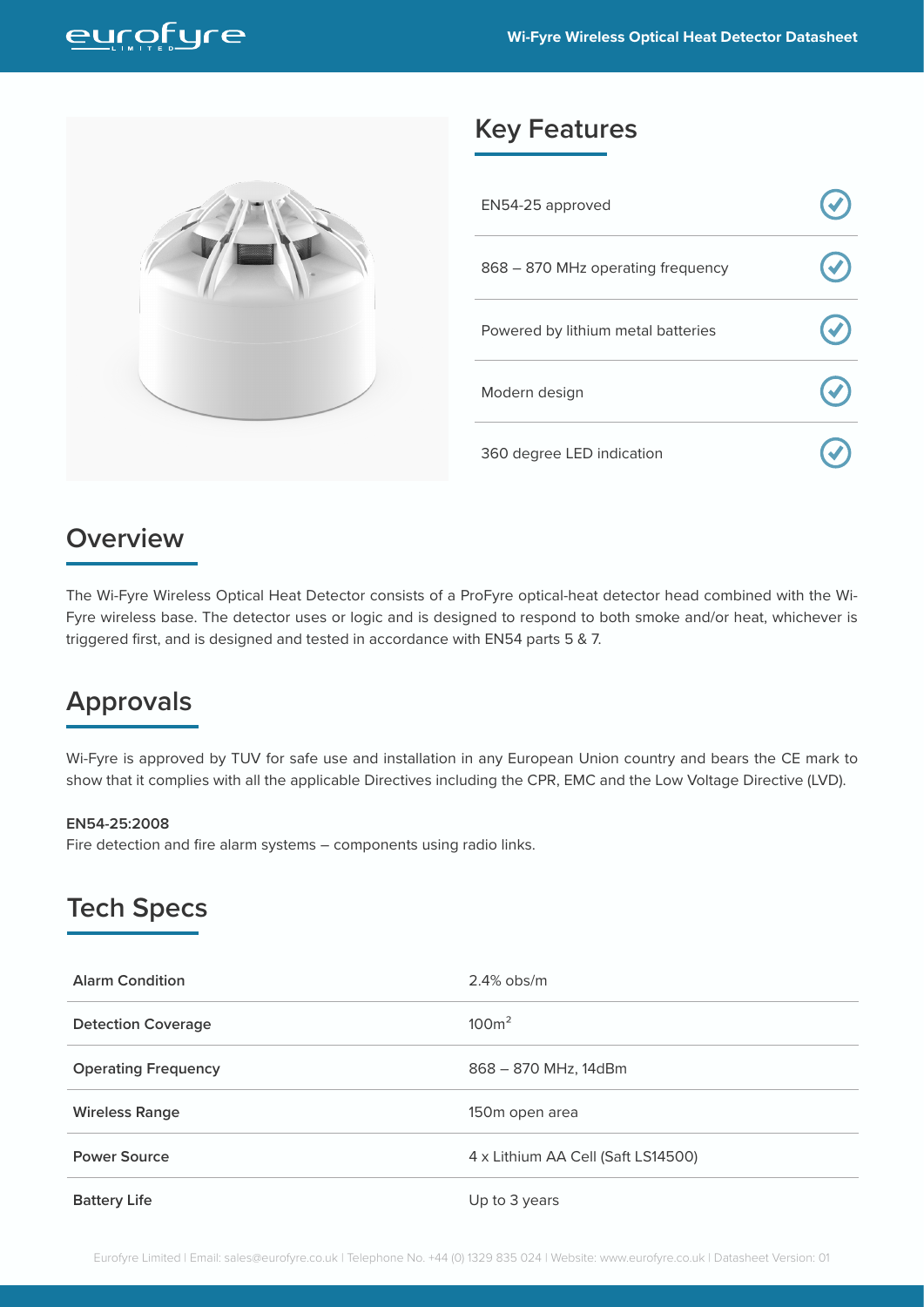## Key Features

- EN54-25 approved
- 868 – 870 MHz operating frequency
- Powered by lithium metal batteries
- Modern design
- 360 degree LED indication

## Overview

The Wi-Fyre Wireless Optical Heat Detector consists of a ProFyre optical-heat detector head combined with the Wi-Fyre wireless base. The detector uses or logic and is designed to respond to both smoke and/or heat, whichever is triggered first, and is designed and tested in accordance with EN54 parts 5 & 7.

## Approvals

Wi-Fyre is approved by TUV for safe use and installation in any European Union country and bears the CE mark to show that it complies with all the applicable Directives including the CPR, EMC and the Low Voltage Directive (LVD).

**EN54-25:2008**
Fire detection and fire alarm systems – components using radio links.

## Tech Specs

| | |
|---|---|
| **Alarm Condition** | 2.4% obs/m |
| **Detection Coverage** | $100m^2$ |
| **Operating Frequency** | 868 – 870 MHz, 14dBm |
| **Wireless Range** | 150m open area |
| **Power Source** | 4 x Lithium AA Cell (Saft LS14500) |
| **Battery Life** | Up to 3 years |

Eurofyre Limited | Email: sales@eurofyre.co.uk | Telephone No. +44 (0) 1329 835 024 | Website: www.eurofyre.co.uk | Datasheet Version: 01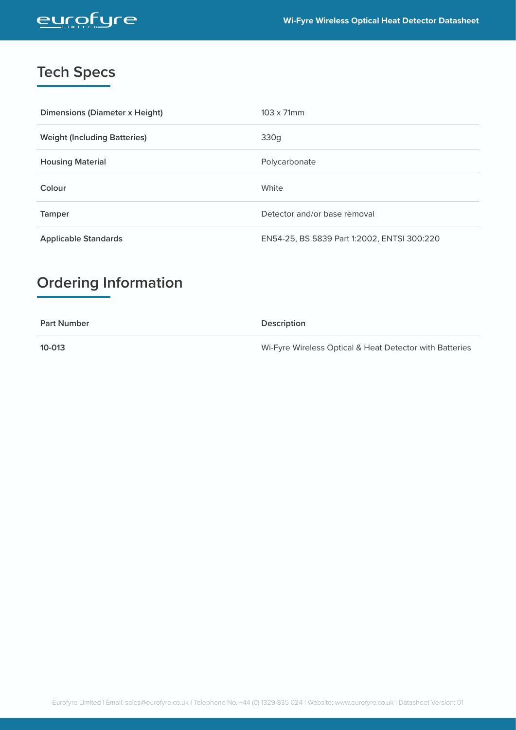## Tech Specs

| | |
|---|---|
| **Dimensions (Diameter x Height)** | 103 x 71mm |
| **Weight (Including Batteries)** | 330g |
| **Housing Material** | Polycarbonate |
| **Colour** | White |
| **Tamper** | Detector and/or base removal |
| **Applicable Standards** | EN54-25, BS 5839 Part 1:2002, ENTSI 300:220 |

## Ordering Information

| Part Number | Description |
|---|---|
| **10-013** | Wi-Fyre Wireless Optical & Heat Detector with Batteries |